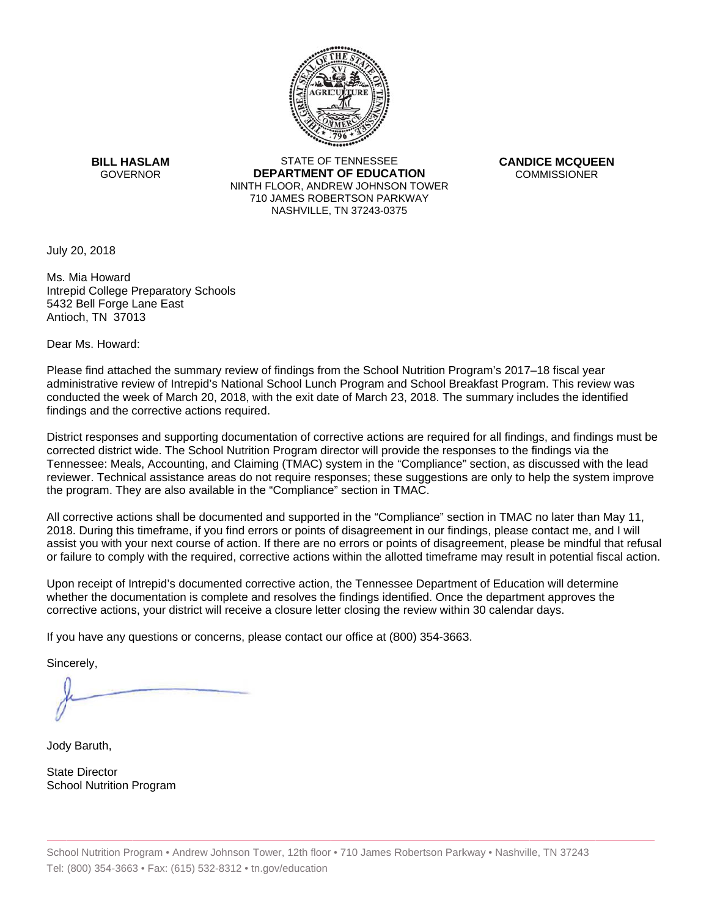**BILL HASLAM**
GOVERNOR

STATE OF TENNESSEE
**DEPARTMENT OF EDUCATION**
NINTH FLOOR, ANDREW JOHNSON TOWER
710 JAMES ROBERTSON PARKWAY
NASHVILLE, TN 37243-0375

**CANDICE MCQUEEN**
COMMISSIONER

July 20, 2018

Ms. Mia Howard
Intrepid College Preparatory Schools
5432 Bell Forge Lane East
Antioch, TN 37013

Dear Ms. Howard:

Please find attached the summary review of findings from the School Nutrition Program's 2017–18 fiscal year administrative review of Intrepid's National School Lunch Program and School Breakfast Program. This review was conducted the week of March 20, 2018, with the exit date of March 23, 2018. The summary includes the identified findings and the corrective actions required.

District responses and supporting documentation of corrective actions are required for all findings, and findings must be corrected district wide. The School Nutrition Program director will provide the responses to the findings via the Tennessee: Meals, Accounting, and Claiming (TMAC) system in the "Compliance" section, as discussed with the lead reviewer. Technical assistance areas do not require responses; these suggestions are only to help the system improve the program. They are also available in the "Compliance" section in TMAC.

All corrective actions shall be documented and supported in the "Compliance" section in TMAC no later than May 11, 2018. During this timeframe, if you find errors or points of disagreement in our findings, please contact me, and I will assist you with your next course of action. If there are no errors or points of disagreement, please be mindful that refusal or failure to comply with the required, corrective actions within the allotted timeframe may result in potential fiscal action.

Upon receipt of Intrepid's documented corrective action, the Tennessee Department of Education will determine whether the documentation is complete and resolves the findings identified. Once the department approves the corrective actions, your district will receive a closure letter closing the review within 30 calendar days.

If you have any questions or concerns, please contact our office at (800) 354-3663.

Sincerely,

Jody Baruth,

State Director
School Nutrition Program

School Nutrition Program • Andrew Johnson Tower, 12th floor • 710 James Robertson Parkway • Nashville, TN 37243
Tel: (800) 354-3663 • Fax: (615) 532-8312 • tn.gov/education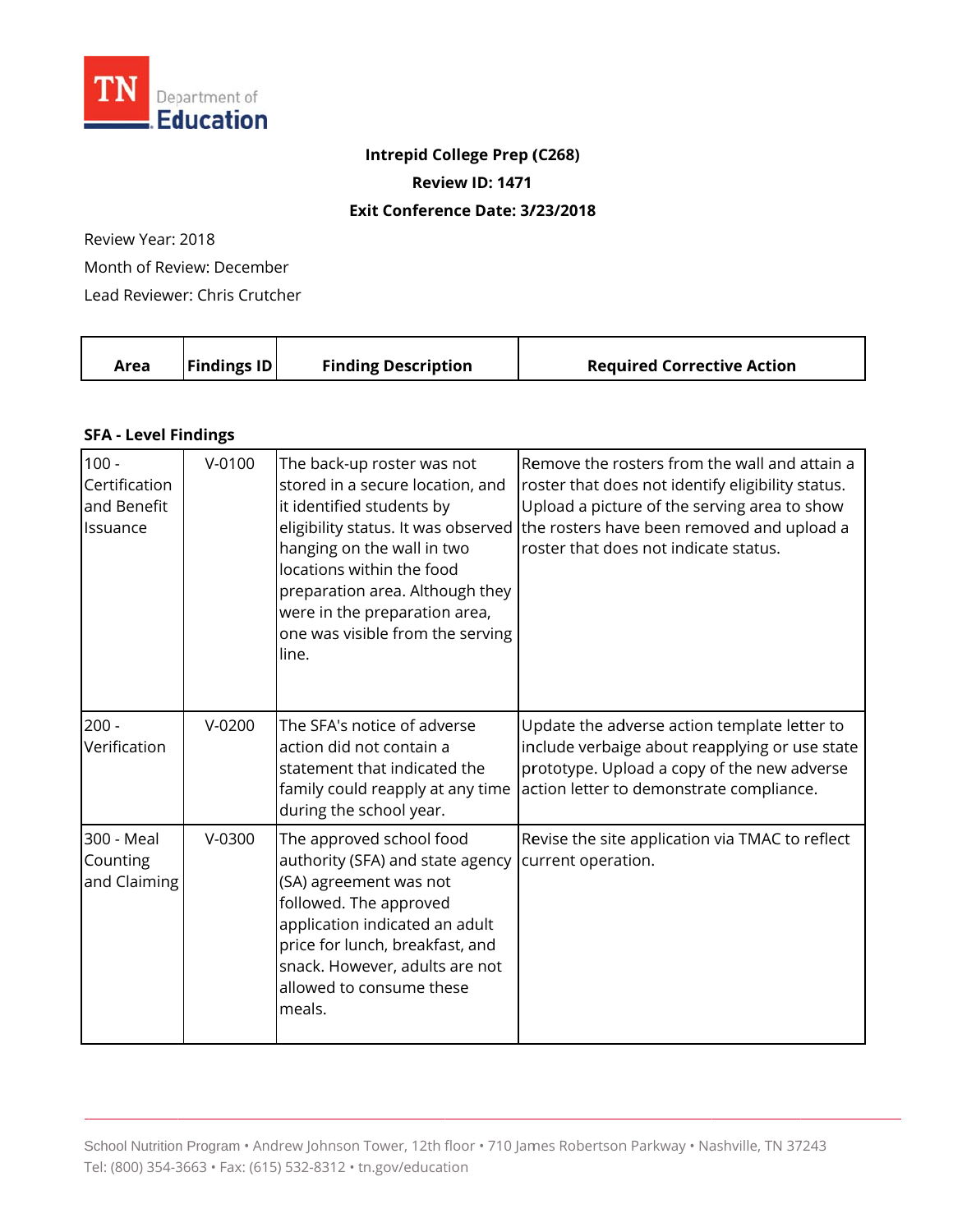TN Department of Education

**Intrepid College Prep (C268)**

**Review ID: 1471**

**Exit Conference Date: 3/23/2018**

Review Year: 2018

Month of Review: December

Lead Reviewer: Chris Crutcher

| Area | Findings ID | Finding Description | Required Corrective Action |
|---|---|---|---|

### SFA - Level Findings

| Area | Findings ID | Finding Description | Required Corrective Action |
|---|---|---|---|
| 100 - Certification and Benefit Issuance | V-0100 | The back-up roster was not stored in a secure location, and it identified students by eligibility status. It was observed hanging on the wall in two locations within the food preparation area. Although they were in the preparation area, one was visible from the serving line. | Remove the rosters from the wall and attain a roster that does not identify eligibility status. Upload a picture of the serving area to show the rosters have been removed and upload a roster that does not indicate status. |
| 200 - Verification | V-0200 | The SFA's notice of adverse action did not contain a statement that indicated the family could reapply at any time during the school year. | Update the adverse action template letter to include verbaige about reapplying or use state prototype. Upload a copy of the new adverse action letter to demonstrate compliance. |
| 300 - Meal Counting and Claiming | V-0300 | The approved school food authority (SFA) and state agency (SA) agreement was not followed. The approved application indicated an adult price for lunch, breakfast, and snack. However, adults are not allowed to consume these meals. | Revise the site application via TMAC to reflect current operation. |

School Nutrition Program • Andrew Johnson Tower, 12th floor • 710 James Robertson Parkway • Nashville, TN 37243
Tel: (800) 354-3663 • Fax: (615) 532-8312 • tn.gov/education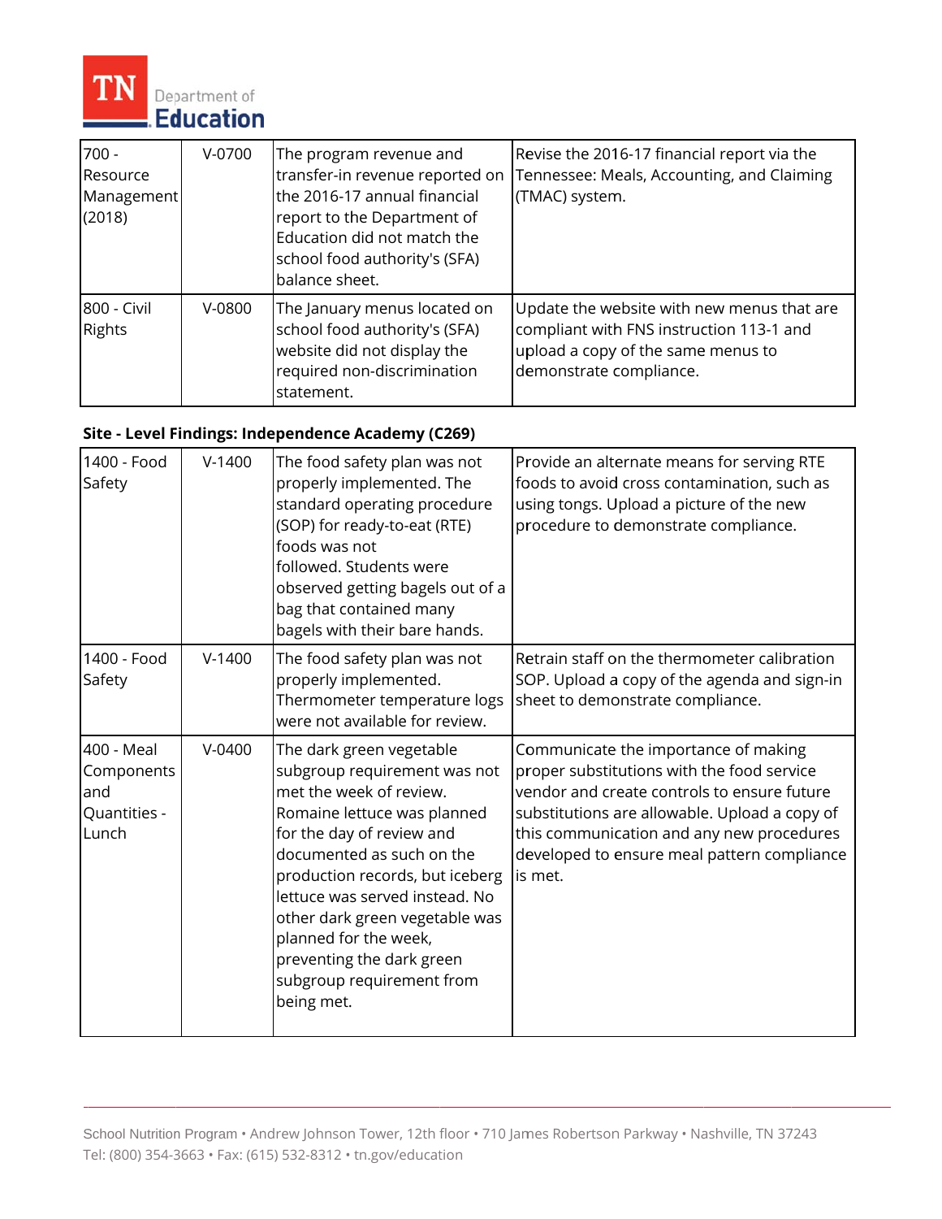| 700 - Resource Management (2018) | V-0700 | The program revenue and transfer-in revenue reported on the 2016-17 annual financial report to the Department of Education did not match the school food authority's (SFA) balance sheet. | Revise the 2016-17 financial report via the Tennessee: Meals, Accounting, and Claiming (TMAC) system. |
|---|---|---|---|
| 800 - Civil Rights | V-0800 | The January menus located on school food authority's (SFA) website did not display the required non-discrimination statement. | Update the website with new menus that are compliant with FNS instruction 113-1 and upload a copy of the same menus to demonstrate compliance. |

**Site - Level Findings: Independence Academy (C269)**

| 1400 - Food Safety | V-1400 | The food safety plan was not properly implemented. The standard operating procedure (SOP) for ready-to-eat (RTE) foods was not followed. Students were observed getting bagels out of a bag that contained many bagels with their bare hands. | Provide an alternate means for serving RTE foods to avoid cross contamination, such as using tongs. Upload a picture of the new procedure to demonstrate compliance. |
|---|---|---|---|
| 1400 - Food Safety | V-1400 | The food safety plan was not properly implemented. Thermometer temperature logs were not available for review. | Retrain staff on the thermometer calibration SOP. Upload a copy of the agenda and sign-in sheet to demonstrate compliance. |
| 400 - Meal Components and Quantities - Lunch | V-0400 | The dark green vegetable subgroup requirement was not met the week of review. Romaine lettuce was planned for the day of review and documented as such on the production records, but iceberg lettuce was served instead. No other dark green vegetable was planned for the week, preventing the dark green subgroup requirement from being met. | Communicate the importance of making proper substitutions with the food service vendor and create controls to ensure future substitutions are allowable. Upload a copy of this communication and any new procedures developed to ensure meal pattern compliance is met. |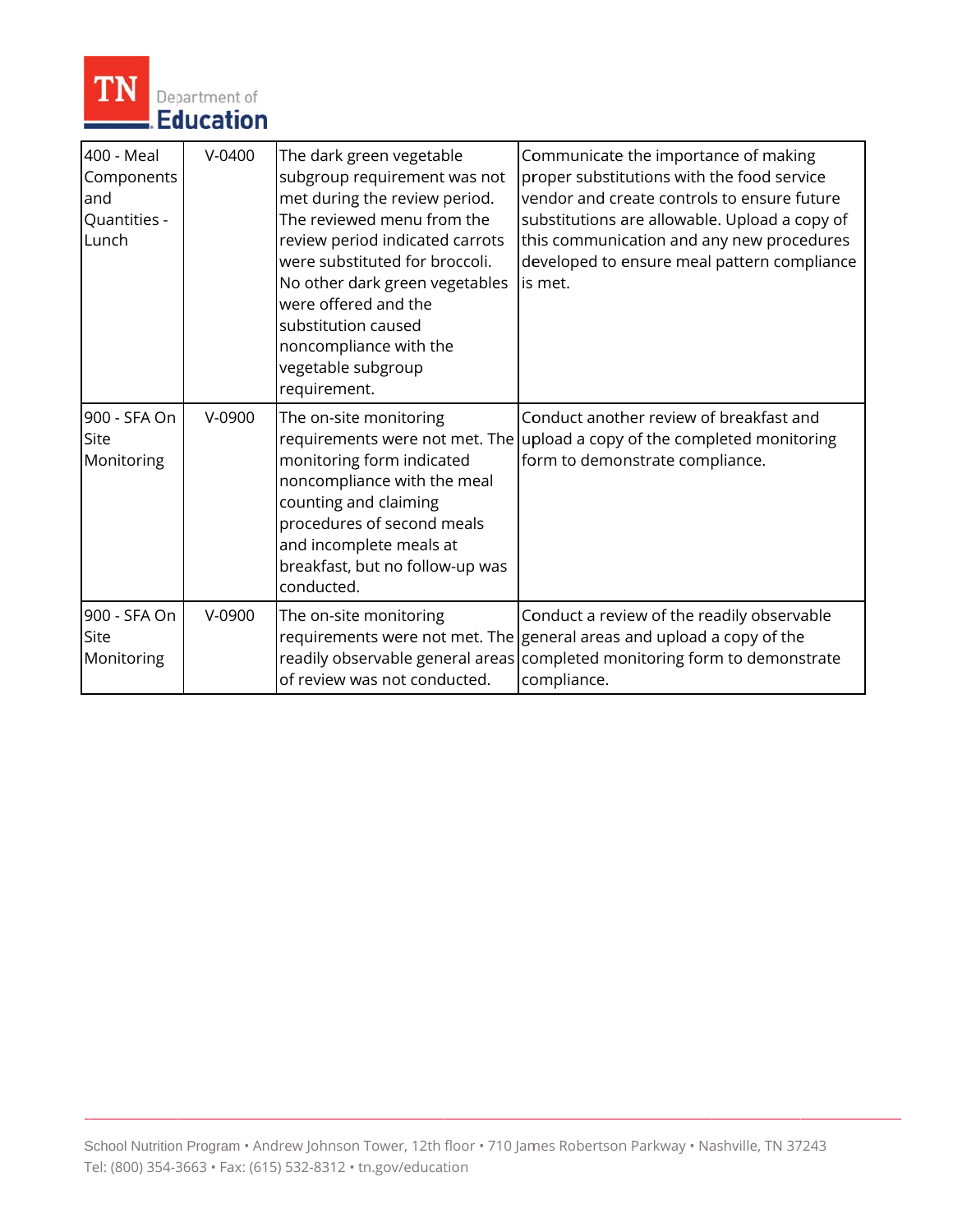| | | | |
|---|---|---|---|
| 400 - Meal Components and Quantities - Lunch | V-0400 | The dark green vegetable subgroup requirement was not met during the review period. The reviewed menu from the review period indicated carrots were substituted for broccoli. No other dark green vegetables were offered and the substitution caused noncompliance with the vegetable subgroup requirement. | Communicate the importance of making proper substitutions with the food service vendor and create controls to ensure future substitutions are allowable. Upload a copy of this communication and any new procedures developed to ensure meal pattern compliance is met. |
| 900 - SFA On Site Monitoring | V-0900 | The on-site monitoring requirements were not met. The monitoring form indicated noncompliance with the meal counting and claiming procedures of second meals and incomplete meals at breakfast, but no follow-up was conducted. | Conduct another review of breakfast and upload a copy of the completed monitoring form to demonstrate compliance. |
| 900 - SFA On Site Monitoring | V-0900 | The on-site monitoring requirements were not met. The readily observable general areas of review was not conducted. | Conduct a review of the readily observable general areas and upload a copy of the completed monitoring form to demonstrate compliance. |